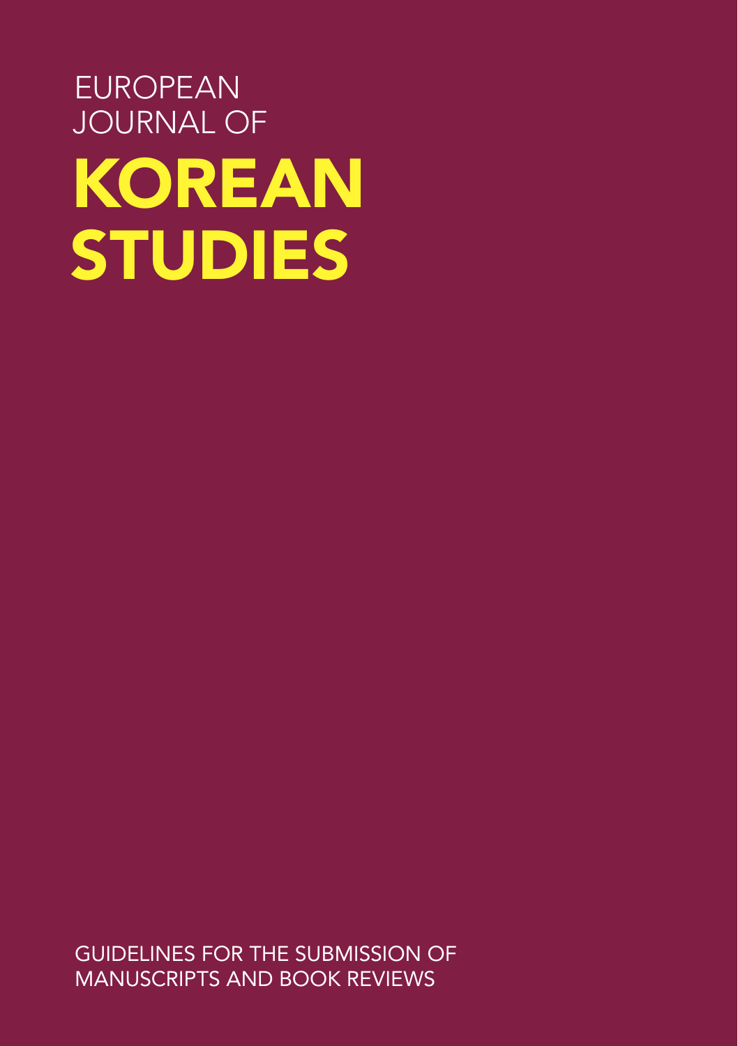EUROPEAN
JOURNAL OF

# KOREAN STUDIES

GUIDELINES FOR THE SUBMISSION OF MANUSCRIPTS AND BOOK REVIEWS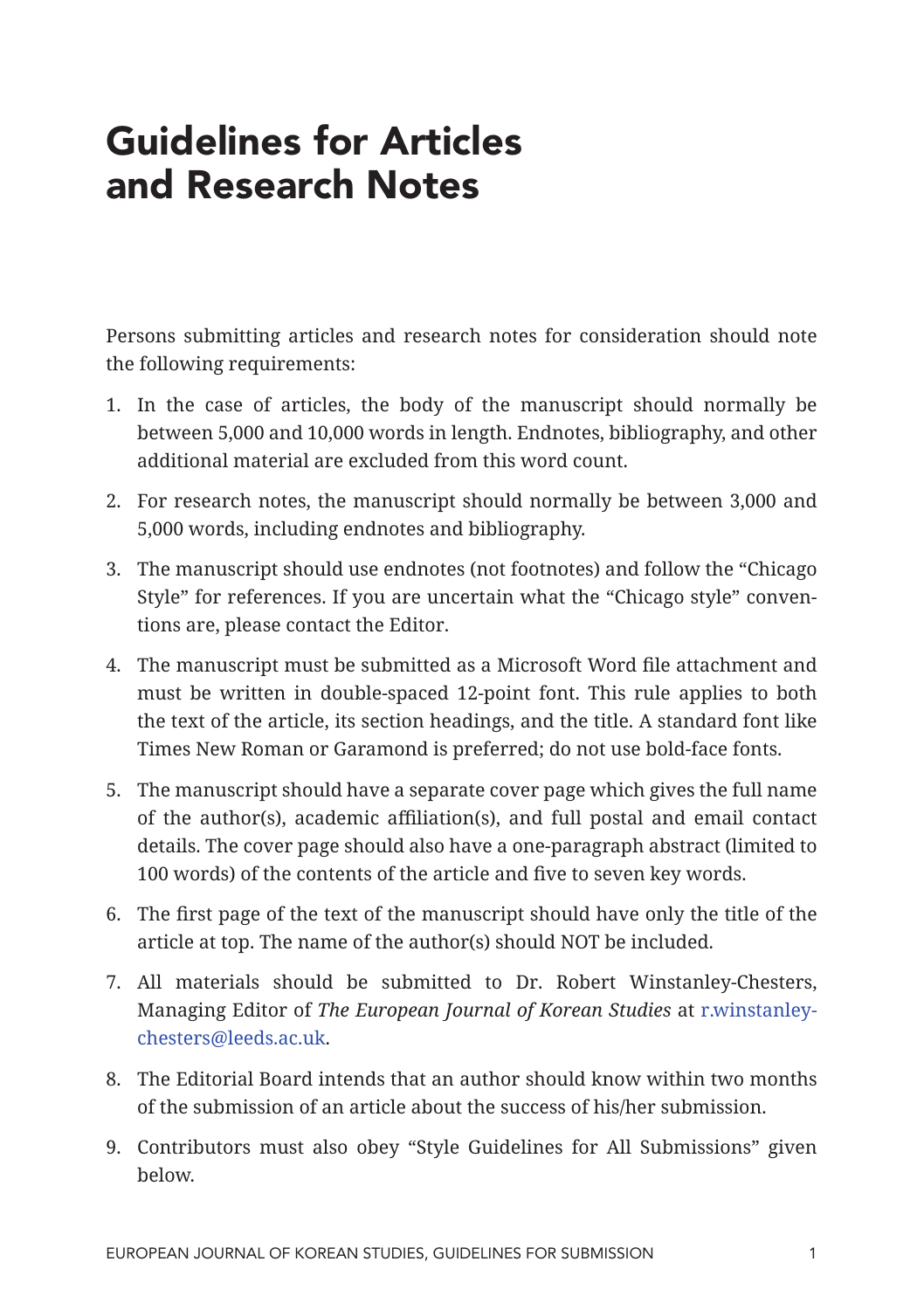# Guidelines for Articles and Research Notes

Persons submitting articles and research notes for consideration should note the following requirements:

1. In the case of articles, the body of the manuscript should normally be between 5,000 and 10,000 words in length. Endnotes, bibliography, and other additional material are excluded from this word count.

2. For research notes, the manuscript should normally be between 3,000 and 5,000 words, including endnotes and bibliography.

3. The manuscript should use endnotes (not footnotes) and follow the "Chicago Style" for references. If you are uncertain what the "Chicago style" conventions are, please contact the Editor.

4. The manuscript must be submitted as a Microsoft Word file attachment and must be written in double-spaced 12-point font. This rule applies to both the text of the article, its section headings, and the title. A standard font like Times New Roman or Garamond is preferred; do not use bold-face fonts.

5. The manuscript should have a separate cover page which gives the full name of the author(s), academic affiliation(s), and full postal and email contact details. The cover page should also have a one-paragraph abstract (limited to 100 words) of the contents of the article and five to seven key words.

6. The first page of the text of the manuscript should have only the title of the article at top. The name of the author(s) should NOT be included.

7. All materials should be submitted to Dr. Robert Winstanley-Chesters, Managing Editor of *The European Journal of Korean Studies* at r.winstanley-chesters@leeds.ac.uk.

8. The Editorial Board intends that an author should know within two months of the submission of an article about the success of his/her submission.

9. Contributors must also obey "Style Guidelines for All Submissions" given below.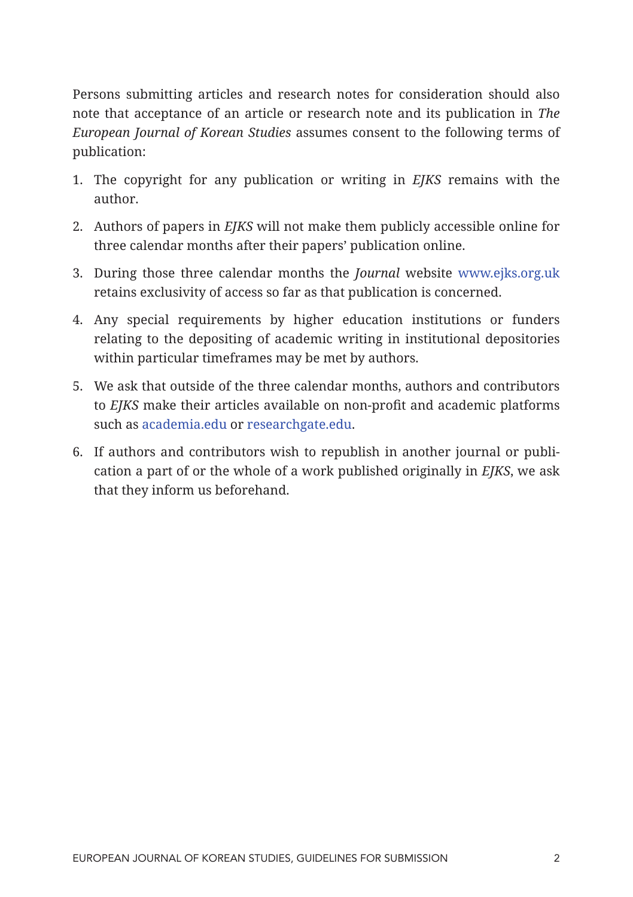Persons submitting articles and research notes for consideration should also note that acceptance of an article or research note and its publication in *The European Journal of Korean Studies* assumes consent to the following terms of publication:

1. The copyright for any publication or writing in *EJKS* remains with the author.
2. Authors of papers in *EJKS* will not make them publicly accessible online for three calendar months after their papers' publication online.
3. During those three calendar months the *Journal* website www.ejks.org.uk retains exclusivity of access so far as that publication is concerned.
4. Any special requirements by higher education institutions or funders relating to the depositing of academic writing in institutional depositories within particular timeframes may be met by authors.
5. We ask that outside of the three calendar months, authors and contributors to *EJKS* make their articles available on non-profit and academic platforms such as academia.edu or researchgate.edu.
6. If authors and contributors wish to republish in another journal or publication a part of or the whole of a work published originally in *EJKS*, we ask that they inform us beforehand.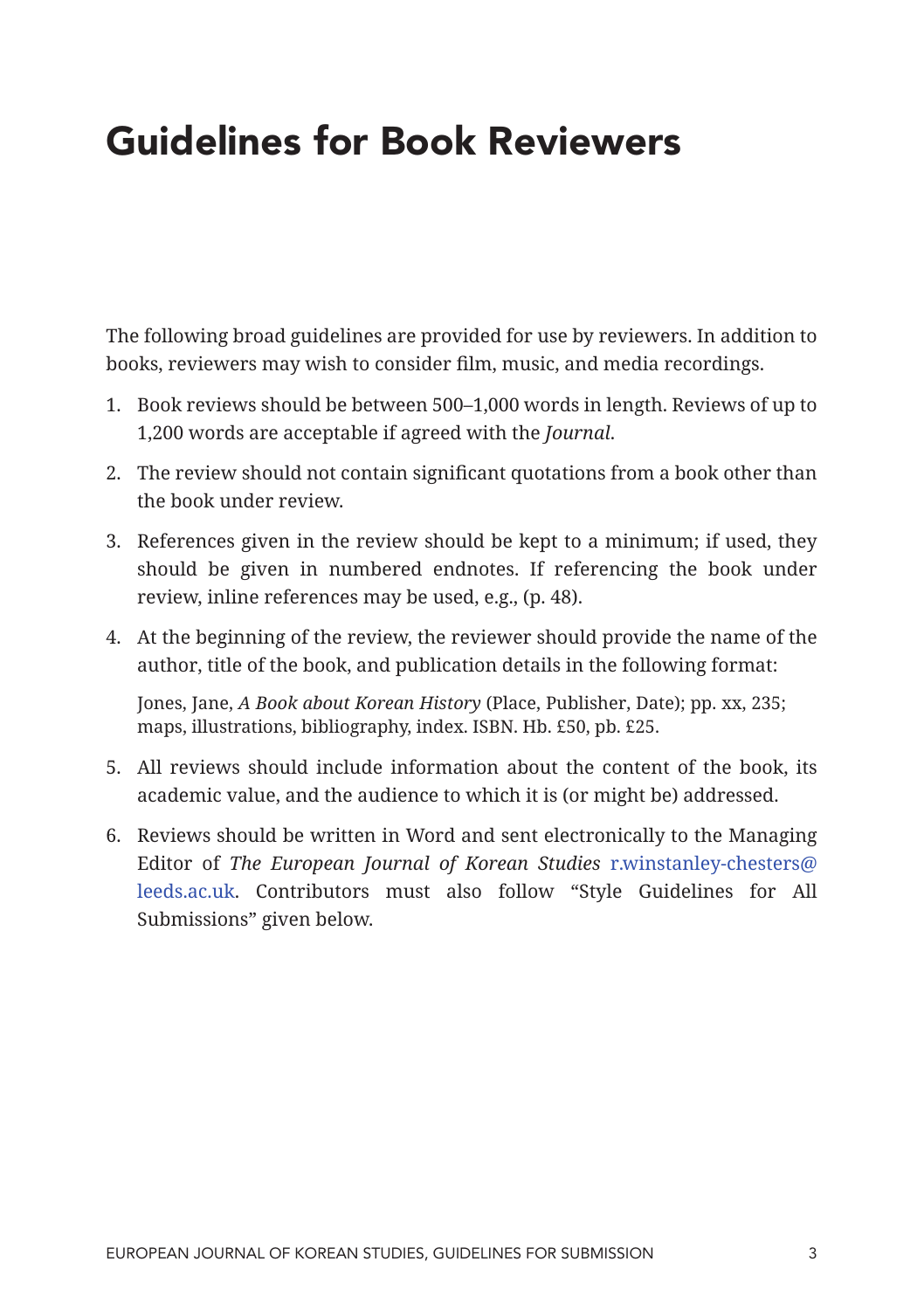# Guidelines for Book Reviewers

The following broad guidelines are provided for use by reviewers. In addition to books, reviewers may wish to consider film, music, and media recordings.

1. Book reviews should be between 500–1,000 words in length. Reviews of up to 1,200 words are acceptable if agreed with the *Journal*.

2. The review should not contain significant quotations from a book other than the book under review.

3. References given in the review should be kept to a minimum; if used, they should be given in numbered endnotes. If referencing the book under review, inline references may be used, e.g., (p. 48).

4. At the beginning of the review, the reviewer should provide the name of the author, title of the book, and publication details in the following format:

   Jones, Jane, *A Book about Korean History* (Place, Publisher, Date); pp. xx, 235; maps, illustrations, bibliography, index. ISBN. Hb. £50, pb. £25.

5. All reviews should include information about the content of the book, its academic value, and the audience to which it is (or might be) addressed.

6. Reviews should be written in Word and sent electronically to the Managing Editor of *The European Journal of Korean Studies* r.winstanley-chesters@leeds.ac.uk. Contributors must also follow "Style Guidelines for All Submissions" given below.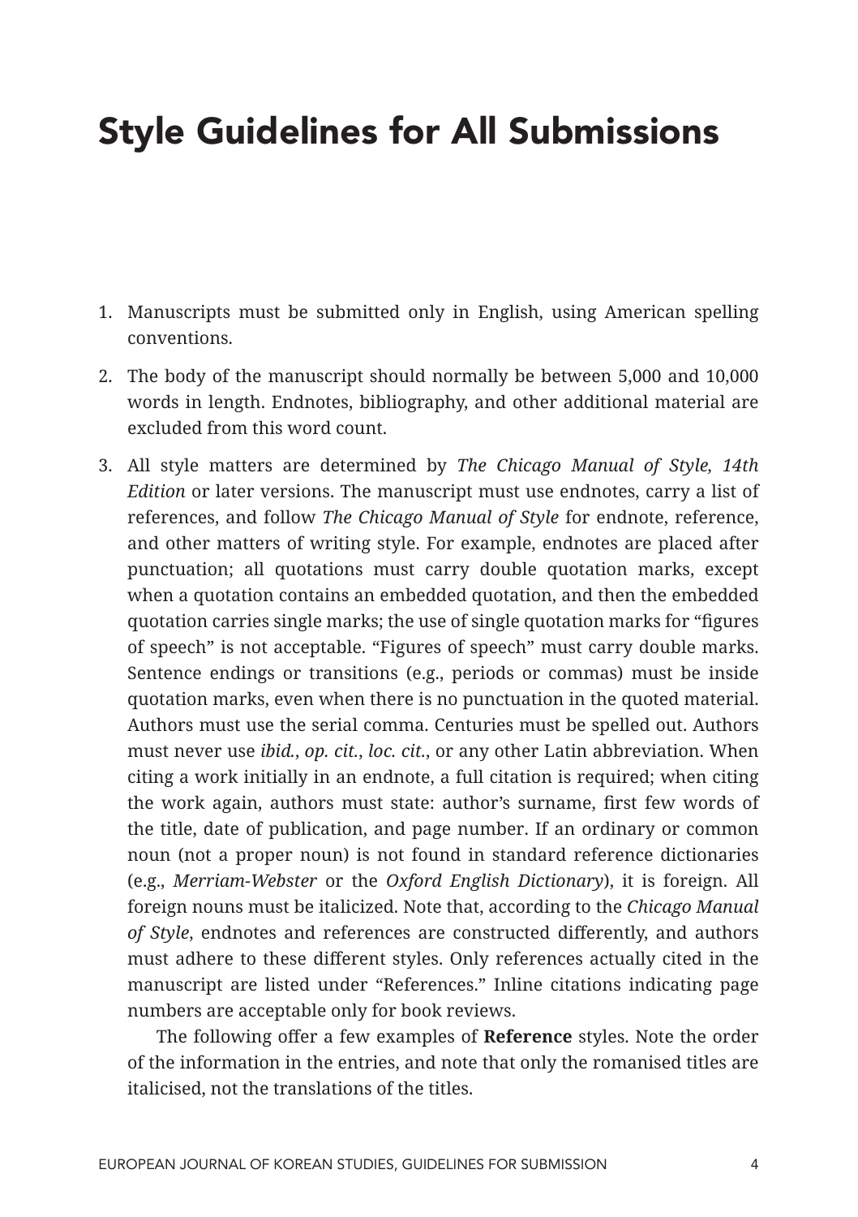# Style Guidelines for All Submissions

1. Manuscripts must be submitted only in English, using American spelling conventions.

2. The body of the manuscript should normally be between 5,000 and 10,000 words in length. Endnotes, bibliography, and other additional material are excluded from this word count.

3. All style matters are determined by *The Chicago Manual of Style, 14th Edition* or later versions. The manuscript must use endnotes, carry a list of references, and follow *The Chicago Manual of Style* for endnote, reference, and other matters of writing style. For example, endnotes are placed after punctuation; all quotations must carry double quotation marks, except when a quotation contains an embedded quotation, and then the embedded quotation carries single marks; the use of single quotation marks for "figures of speech" is not acceptable. "Figures of speech" must carry double marks. Sentence endings or transitions (e.g., periods or commas) must be inside quotation marks, even when there is no punctuation in the quoted material. Authors must use the serial comma. Centuries must be spelled out. Authors must never use *ibid.*, *op. cit.*, *loc. cit.*, or any other Latin abbreviation. When citing a work initially in an endnote, a full citation is required; when citing the work again, authors must state: author's surname, first few words of the title, date of publication, and page number. If an ordinary or common noun (not a proper noun) is not found in standard reference dictionaries (e.g., *Merriam-Webster* or the *Oxford English Dictionary*), it is foreign. All foreign nouns must be italicized. Note that, according to the *Chicago Manual of Style*, endnotes and references are constructed differently, and authors must adhere to these different styles. Only references actually cited in the manuscript are listed under "References." Inline citations indicating page numbers are acceptable only for book reviews.

   The following offer a few examples of **Reference** styles. Note the order of the information in the entries, and note that only the romanised titles are italicised, not the translations of the titles.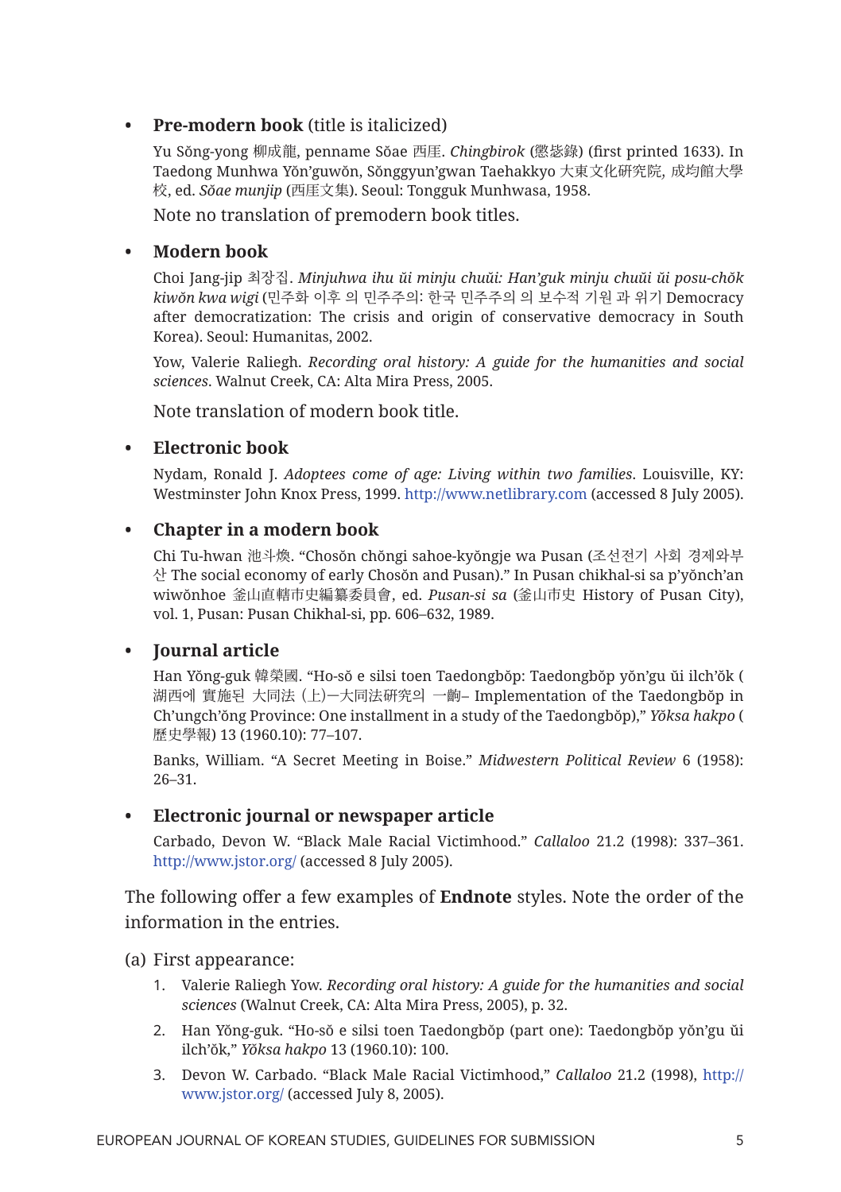- **Pre-modern book** (title is italicized)

  Yu Sŏng-yong 柳成龍, penname Sŏae 西厓. *Chingbirok* (懲毖錄) (first printed 1633). In Taedong Munhwa Yŏn'guwŏn, Sŏnggyun'gwan Taehakkyo 大東文化研究院, 成均館大學校, ed. *Sŏae munjip* (西厓文集). Seoul: Tongguk Munhwasa, 1958.

  Note no translation of premodern book titles.

- **Modern book**

  Choi Jang-jip 최장집. *Minjuhwa ihu ŭi minju chuŭi: Han'guk minju chuŭi ŭi posu-chŏk kiwŏn kwa wigi* (민주화 이후 의 민주주의: 한국 민주주의 의 보수적 기원 과 위기 Democracy after democratization: The crisis and origin of conservative democracy in South Korea). Seoul: Humanitas, 2002.

  Yow, Valerie Raliegh. *Recording oral history: A guide for the humanities and social sciences*. Walnut Creek, CA: Alta Mira Press, 2005.

  Note translation of modern book title.

- **Electronic book**

  Nydam, Ronald J. *Adoptees come of age: Living within two families*. Louisville, KY: Westminster John Knox Press, 1999. http://www.netlibrary.com (accessed 8 July 2005).

- **Chapter in a modern book**

  Chi Tu-hwan 池斗煥. "Chosŏn chŏngi sahoe-kyŏngje wa Pusan (조선전기 사회 경제와부산 The social economy of early Chosŏn and Pusan)." In Pusan chikhal-si sa p'yŏnch'an wiwŏnhoe 釜山直轄市史編纂委員會, ed. *Pusan-si sa* (釜山市史 History of Pusan City), vol. 1, Pusan: Pusan Chikhal-si, pp. 606–632, 1989.

- **Journal article**

  Han Yŏng-guk 韓榮國. "Ho-sŏ e silsi toen Taedongbŏp: Taedongbŏp yŏn'gu ŭi ilch'ŏk (湖西에 實施된 大同法 (上)—大同法研究의 一齣– Implementation of the Taedongbŏp in Ch'ungch'ŏng Province: One installment in a study of the Taedongbŏp)," *Yŏksa hakpo* (歷史學報) 13 (1960.10): 77–107.

  Banks, William. "A Secret Meeting in Boise." *Midwestern Political Review* 6 (1958): 26–31.

- **Electronic journal or newspaper article**

  Carbado, Devon W. "Black Male Racial Victimhood." *Callaloo* 21.2 (1998): 337–361. http://www.jstor.org/ (accessed 8 July 2005).

The following offer a few examples of **Endnote** styles. Note the order of the information in the entries.

(a) First appearance:

1. Valerie Raliegh Yow. *Recording oral history: A guide for the humanities and social sciences* (Walnut Creek, CA: Alta Mira Press, 2005), p. 32.
2. Han Yŏng-guk. "Ho-sŏ e silsi toen Taedongbŏp (part one): Taedongbŏp yŏn'gu ŭi ilch'ŏk," *Yŏksa hakpo* 13 (1960.10): 100.
3. Devon W. Carbado. "Black Male Racial Victimhood," *Callaloo* 21.2 (1998), http://www.jstor.org/ (accessed July 8, 2005).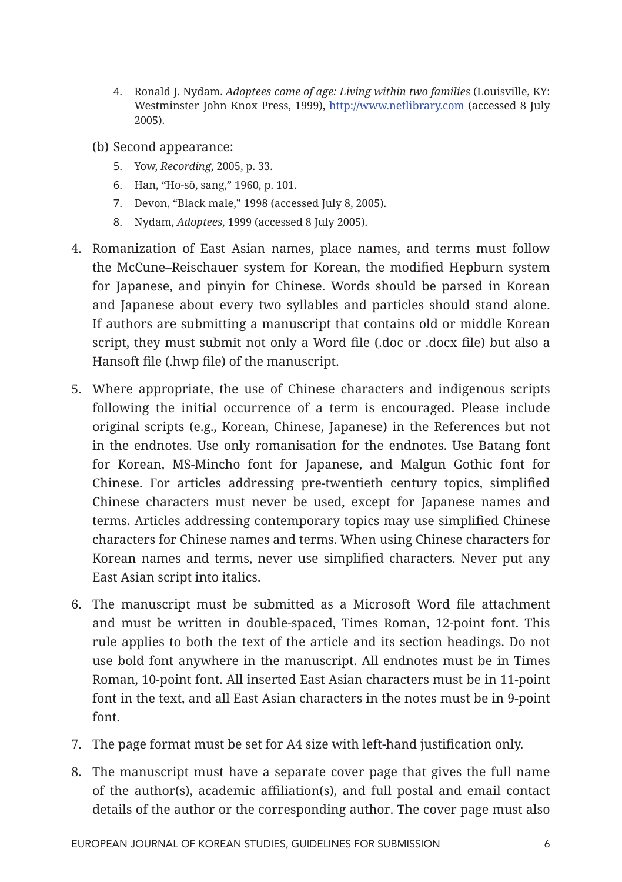4. Ronald J. Nydam. *Adoptees come of age: Living within two families* (Louisville, KY: Westminster John Knox Press, 1999), http://www.netlibrary.com (accessed 8 July 2005).

(b) Second appearance:

5. Yow, *Recording*, 2005, p. 33.
6. Han, "Ho-sŏ, sang," 1960, p. 101.
7. Devon, "Black male," 1998 (accessed July 8, 2005).
8. Nydam, *Adoptees*, 1999 (accessed 8 July 2005).

4. Romanization of East Asian names, place names, and terms must follow the McCune–Reischauer system for Korean, the modified Hepburn system for Japanese, and pinyin for Chinese. Words should be parsed in Korean and Japanese about every two syllables and particles should stand alone. If authors are submitting a manuscript that contains old or middle Korean script, they must submit not only a Word file (.doc or .docx file) but also a Hansoft file (.hwp file) of the manuscript.

5. Where appropriate, the use of Chinese characters and indigenous scripts following the initial occurrence of a term is encouraged. Please include original scripts (e.g., Korean, Chinese, Japanese) in the References but not in the endnotes. Use only romanisation for the endnotes. Use Batang font for Korean, MS-Mincho font for Japanese, and Malgun Gothic font for Chinese. For articles addressing pre-twentieth century topics, simplified Chinese characters must never be used, except for Japanese names and terms. Articles addressing contemporary topics may use simplified Chinese characters for Chinese names and terms. When using Chinese characters for Korean names and terms, never use simplified characters. Never put any East Asian script into italics.

6. The manuscript must be submitted as a Microsoft Word file attachment and must be written in double-spaced, Times Roman, 12-point font. This rule applies to both the text of the article and its section headings. Do not use bold font anywhere in the manuscript. All endnotes must be in Times Roman, 10-point font. All inserted East Asian characters must be in 11-point font in the text, and all East Asian characters in the notes must be in 9-point font.

7. The page format must be set for A4 size with left-hand justification only.

8. The manuscript must have a separate cover page that gives the full name of the author(s), academic affiliation(s), and full postal and email contact details of the author or the corresponding author. The cover page must also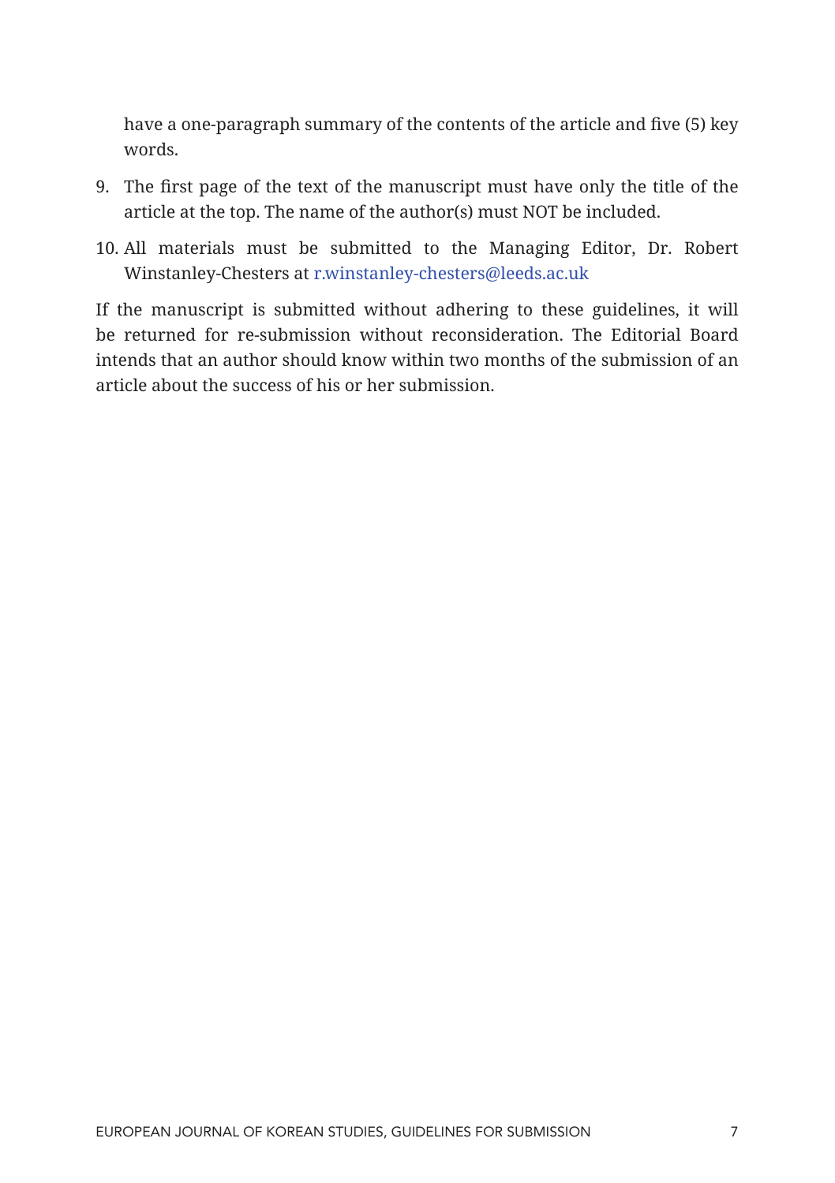have a one-paragraph summary of the contents of the article and five (5) key words.

9. The first page of the text of the manuscript must have only the title of the article at the top. The name of the author(s) must NOT be included.
10. All materials must be submitted to the Managing Editor, Dr. Robert Winstanley-Chesters at r.winstanley-chesters@leeds.ac.uk

If the manuscript is submitted without adhering to these guidelines, it will be returned for re-submission without reconsideration. The Editorial Board intends that an author should know within two months of the submission of an article about the success of his or her submission.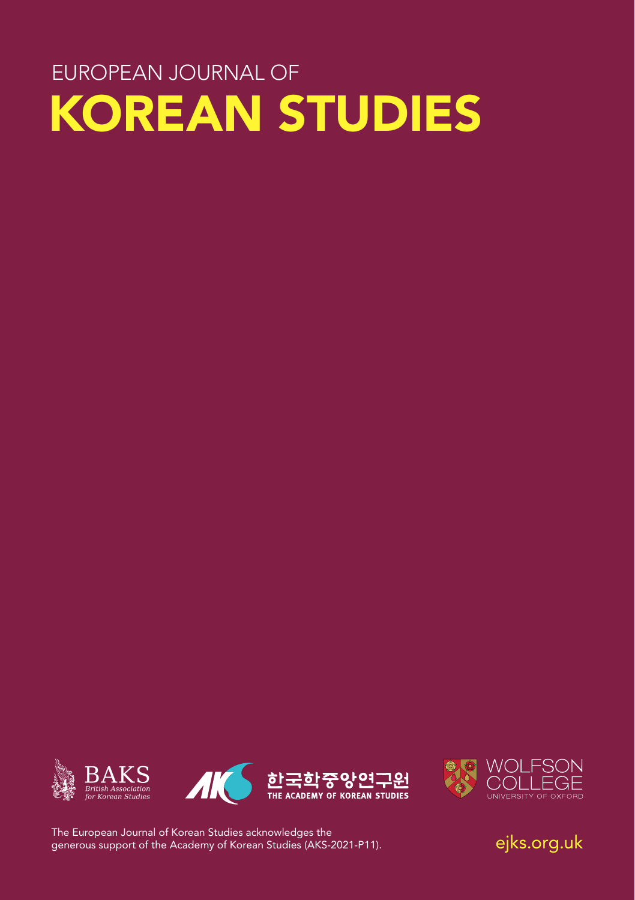EUROPEAN JOURNAL OF

# KOREAN STUDIES

BAKS
*British Association for Korean Studies*

한국학중앙연구원
THE ACADEMY OF KOREAN STUDIES

WOLFSON COLLEGE
UNIVERSITY OF OXFORD

The European Journal of Korean Studies acknowledges the generous support of the Academy of Korean Studies (AKS-2021-P11).

ejks.org.uk